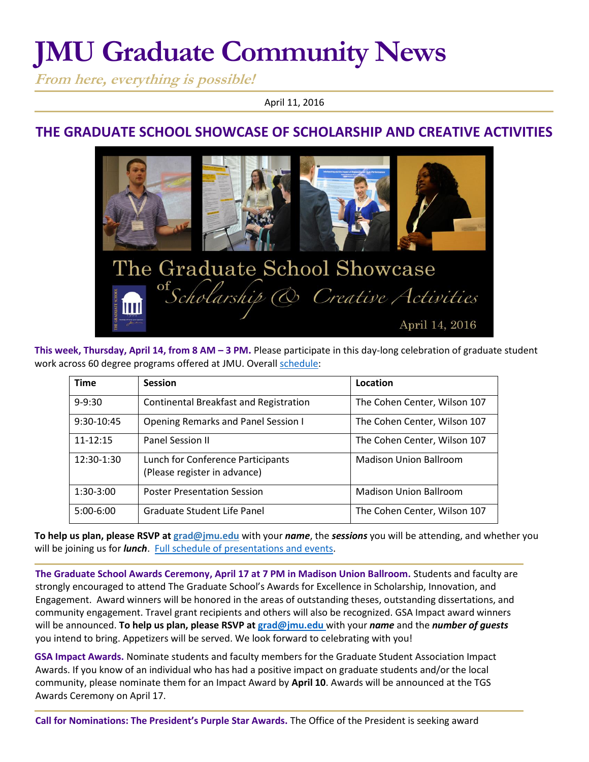# JMU Graduate Community News

***From here, everything is possible!***

April 11, 2016

## THE GRADUATE SCHOOL SHOWCASE OF SCHOLARSHIP AND CREATIVE ACTIVITIES

**This week, Thursday, April 14, from 8 AM – 3 PM.** Please participate in this day-long celebration of graduate student work across 60 degree programs offered at JMU. Overall schedule:

| Time | Session | Location |
|---|---|---|
| 9-9:30 | Continental Breakfast and Registration | The Cohen Center, Wilson 107 |
| 9:30-10:45 | Opening Remarks and Panel Session I | The Cohen Center, Wilson 107 |
| 11-12:15 | Panel Session II | The Cohen Center, Wilson 107 |
| 12:30-1:30 | Lunch for Conference Participants (Please register in advance) | Madison Union Ballroom |
| 1:30-3:00 | Poster Presentation Session | Madison Union Ballroom |
| 5:00-6:00 | Graduate Student Life Panel | The Cohen Center, Wilson 107 |

**To help us plan, please RSVP at grad@jmu.edu** with your ***name***, the ***sessions*** you will be attending, and whether you will be joining us for ***lunch***. Full schedule of presentations and events.

**The Graduate School Awards Ceremony, April 17 at 7 PM in Madison Union Ballroom.** Students and faculty are strongly encouraged to attend The Graduate School's Awards for Excellence in Scholarship, Innovation, and Engagement. Award winners will be honored in the areas of outstanding theses, outstanding dissertations, and community engagement. Travel grant recipients and others will also be recognized. GSA Impact award winners will be announced. **To help us plan, please RSVP at grad@jmu.edu** with your ***name*** and the ***number of guests*** you intend to bring. Appetizers will be served. We look forward to celebrating with you!

**GSA Impact Awards.** Nominate students and faculty members for the Graduate Student Association Impact Awards. If you know of an individual who has had a positive impact on graduate students and/or the local community, please nominate them for an Impact Award by **April 10**. Awards will be announced at the TGS Awards Ceremony on April 17.

**Call for Nominations: The President's Purple Star Awards.** The Office of the President is seeking award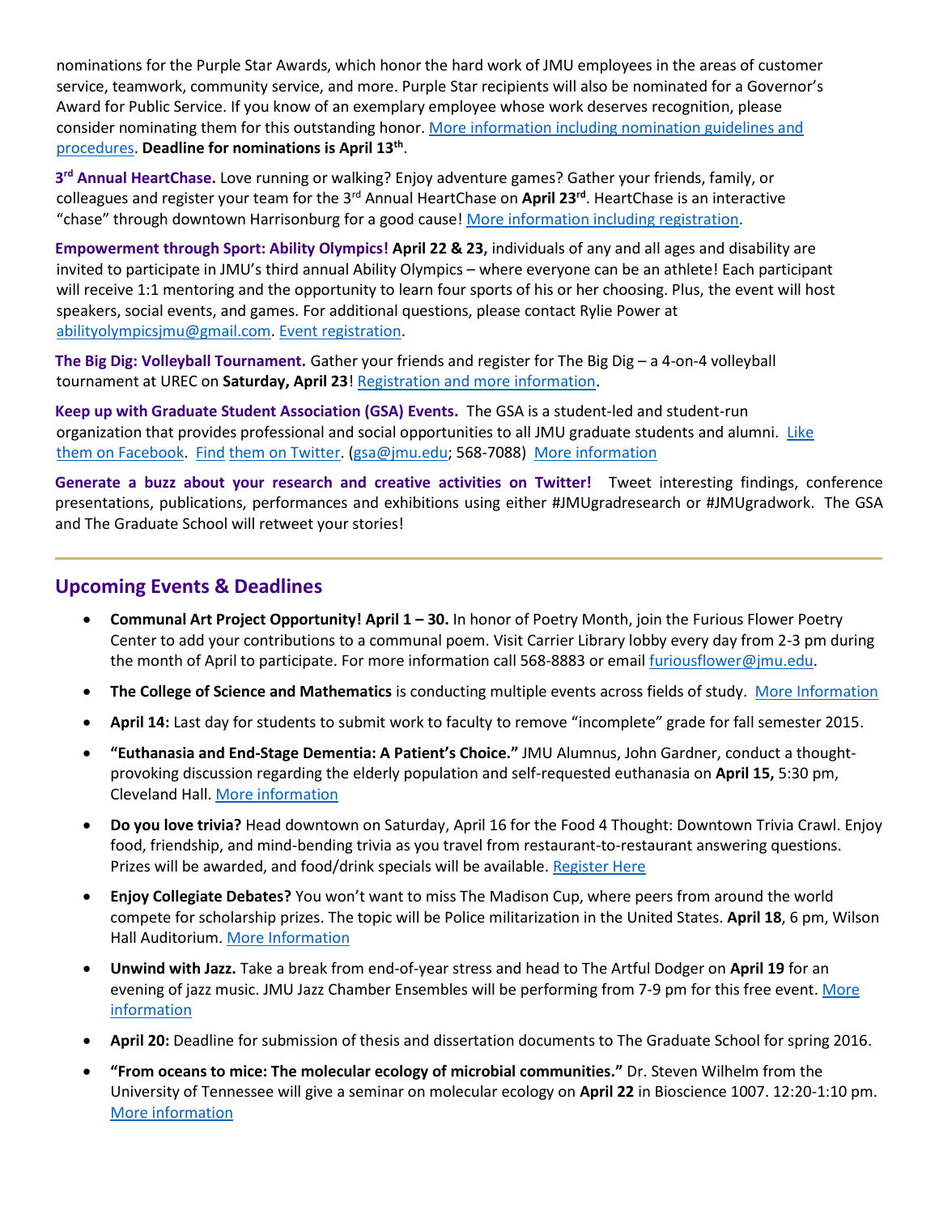nominations for the Purple Star Awards, which honor the hard work of JMU employees in the areas of customer service, teamwork, community service, and more. Purple Star recipients will also be nominated for a Governor's Award for Public Service. If you know of an exemplary employee whose work deserves recognition, please consider nominating them for this outstanding honor. More information including nomination guidelines and procedures. **Deadline for nominations is April 13th**.

**3rd Annual HeartChase.** Love running or walking? Enjoy adventure games? Gather your friends, family, or colleagues and register your team for the 3rd Annual HeartChase on **April 23rd**. HeartChase is an interactive "chase" through downtown Harrisonburg for a good cause! More information including registration.

**Empowerment through Sport: Ability Olympics! April 22 & 23,** individuals of any and all ages and disability are invited to participate in JMU's third annual Ability Olympics – where everyone can be an athlete! Each participant will receive 1:1 mentoring and the opportunity to learn four sports of his or her choosing. Plus, the event will host speakers, social events, and games. For additional questions, please contact Rylie Power at abilityolympicsjmu@gmail.com. Event registration.

**The Big Dig: Volleyball Tournament.** Gather your friends and register for The Big Dig – a 4-on-4 volleyball tournament at UREC on **Saturday, April 23**! Registration and more information.

**Keep up with Graduate Student Association (GSA) Events.** The GSA is a student-led and student-run organization that provides professional and social opportunities to all JMU graduate students and alumni. Like them on Facebook. Find them on Twitter. (gsa@jmu.edu; 568-7088) More information

**Generate a buzz about your research and creative activities on Twitter!** Tweet interesting findings, conference presentations, publications, performances and exhibitions using either #JMUgradresearch or #JMUgradwork. The GSA and The Graduate School will retweet your stories!

---

## Upcoming Events & Deadlines

- **Communal Art Project Opportunity! April 1 – 30.** In honor of Poetry Month, join the Furious Flower Poetry Center to add your contributions to a communal poem. Visit Carrier Library lobby every day from 2-3 pm during the month of April to participate. For more information call 568-8883 or email furiousflower@jmu.edu.
- **The College of Science and Mathematics** is conducting multiple events across fields of study. More Information
- **April 14:** Last day for students to submit work to faculty to remove "incomplete" grade for fall semester 2015.
- **"Euthanasia and End-Stage Dementia: A Patient's Choice."** JMU Alumnus, John Gardner, conduct a thought-provoking discussion regarding the elderly population and self-requested euthanasia on **April 15,** 5:30 pm, Cleveland Hall. More information
- **Do you love trivia?** Head downtown on Saturday, April 16 for the Food 4 Thought: Downtown Trivia Crawl. Enjoy food, friendship, and mind-bending trivia as you travel from restaurant-to-restaurant answering questions. Prizes will be awarded, and food/drink specials will be available. Register Here
- **Enjoy Collegiate Debates?** You won't want to miss The Madison Cup, where peers from around the world compete for scholarship prizes. The topic will be Police militarization in the United States. **April 18**, 6 pm, Wilson Hall Auditorium. More Information
- **Unwind with Jazz.** Take a break from end-of-year stress and head to The Artful Dodger on **April 19** for an evening of jazz music. JMU Jazz Chamber Ensembles will be performing from 7-9 pm for this free event. More information
- **April 20:** Deadline for submission of thesis and dissertation documents to The Graduate School for spring 2016.
- **"From oceans to mice: The molecular ecology of microbial communities."** Dr. Steven Wilhelm from the University of Tennessee will give a seminar on molecular ecology on **April 22** in Bioscience 1007. 12:20-1:10 pm. More information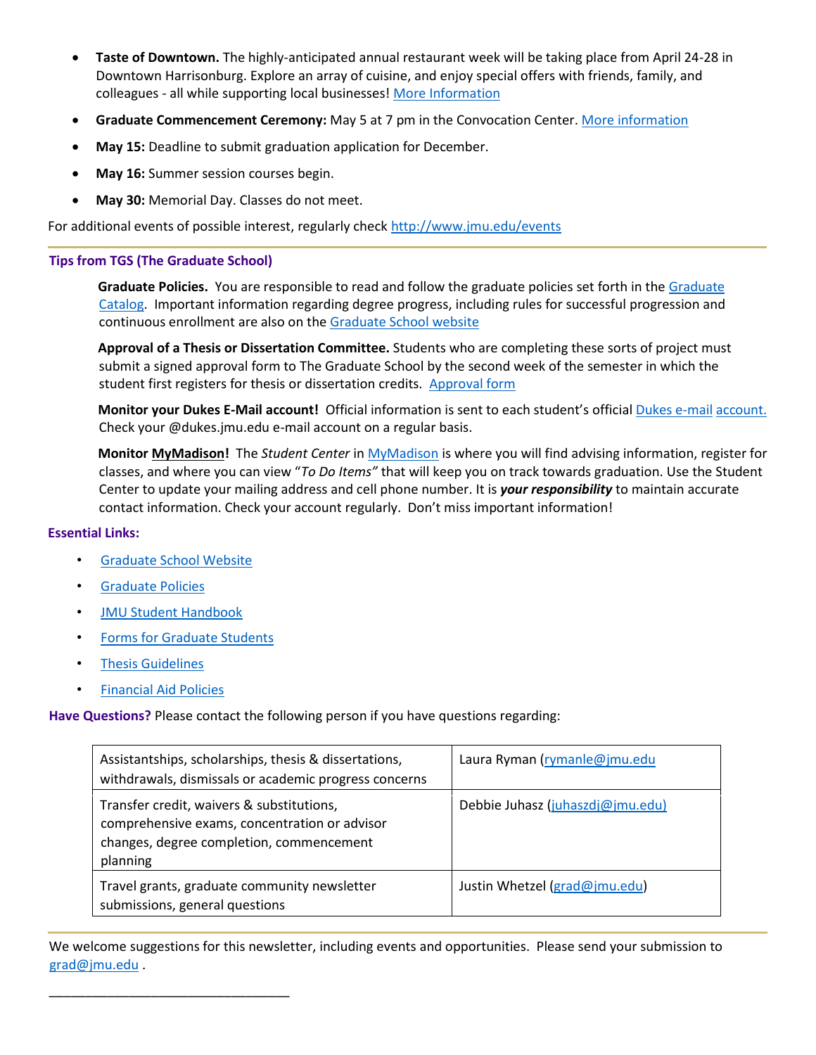- **Taste of Downtown.** The highly-anticipated annual restaurant week will be taking place from April 24-28 in Downtown Harrisonburg. Explore an array of cuisine, and enjoy special offers with friends, family, and colleagues - all while supporting local businesses! More Information
- **Graduate Commencement Ceremony:** May 5 at 7 pm in the Convocation Center. More information
- **May 15:** Deadline to submit graduation application for December.
- **May 16:** Summer session courses begin.
- **May 30:** Memorial Day. Classes do not meet.

For additional events of possible interest, regularly check http://www.jmu.edu/events

---

### Tips from TGS (The Graduate School)

**Graduate Policies.** You are responsible to read and follow the graduate policies set forth in the Graduate Catalog. Important information regarding degree progress, including rules for successful progression and continuous enrollment are also on the Graduate School website

**Approval of a Thesis or Dissertation Committee.** Students who are completing these sorts of project must submit a signed approval form to The Graduate School by the second week of the semester in which the student first registers for thesis or dissertation credits. Approval form

**Monitor your Dukes E-Mail account!** Official information is sent to each student's official Dukes e-mail account. Check your @dukes.jmu.edu e-mail account on a regular basis.

**Monitor MyMadison!** The *Student Center* in MyMadison is where you will find advising information, register for classes, and where you can view "*To Do Items"* that will keep you on track towards graduation. Use the Student Center to update your mailing address and cell phone number. It is ***your responsibility*** to maintain accurate contact information. Check your account regularly. Don't miss important information!

### Essential Links:

- Graduate School Website
- Graduate Policies
- JMU Student Handbook
- Forms for Graduate Students
- Thesis Guidelines
- Financial Aid Policies

**Have Questions?** Please contact the following person if you have questions regarding:

| | |
|---|---|
| Assistantships, scholarships, thesis & dissertations, withdrawals, dismissals or academic progress concerns | Laura Ryman (rymanle@jmu.edu |
| Transfer credit, waivers & substitutions, comprehensive exams, concentration or advisor changes, degree completion, commencement planning | Debbie Juhasz (juhaszdj@jmu.edu) |
| Travel grants, graduate community newsletter submissions, general questions | Justin Whetzel (grad@jmu.edu) |

---

We welcome suggestions for this newsletter, including events and opportunities. Please send your submission to grad@jmu.edu .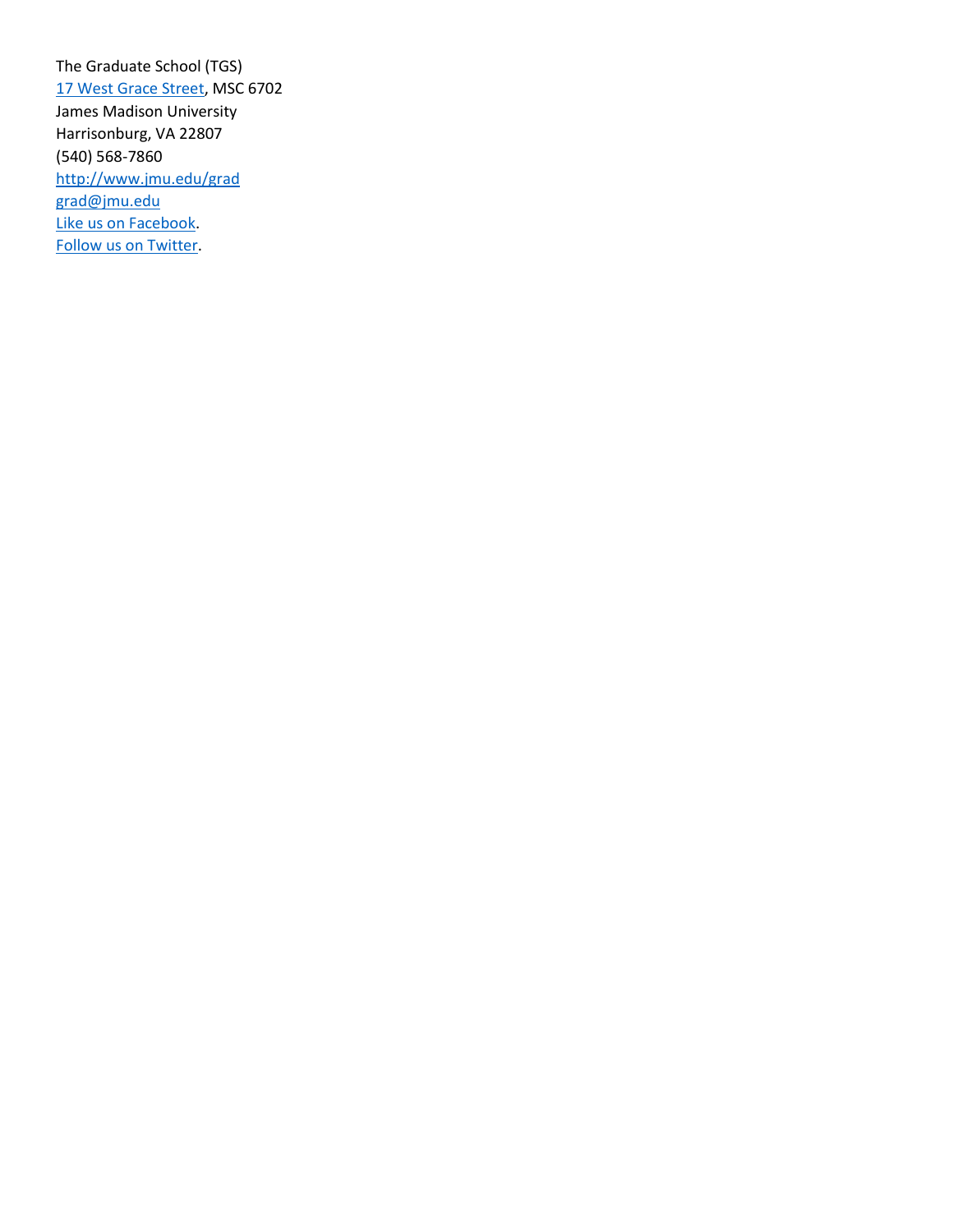The Graduate School (TGS)
17 West Grace Street, MSC 6702
James Madison University
Harrisonburg, VA 22807
(540) 568-7860
http://www.jmu.edu/grad
grad@jmu.edu
Like us on Facebook.
Follow us on Twitter.